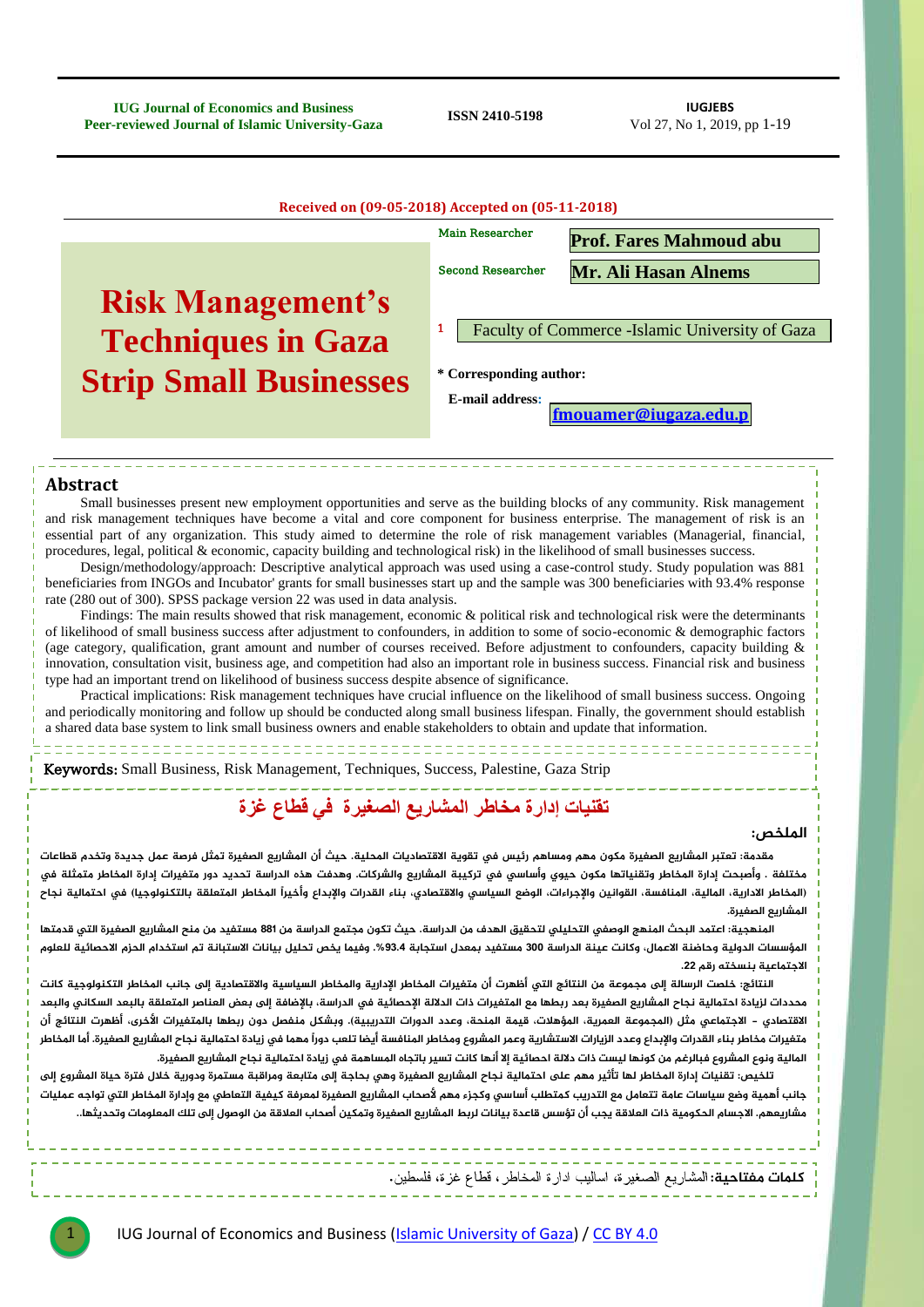Received on (09-05-2018) Accepted on (05-11-2018)

# Risk Management's Techniques in Gaza Strip Small Businesses

Main Researcher: **Prof. Fares Mahmoud abu**

Second Researcher: **Mr. Ali Hasan Alnems**

[1] Faculty of Commerce -Islamic University of Gaza

**\* Corresponding author:**

**E-mail address:** fmouamer@iugaza.edu.p

## Abstract

Small businesses present new employment opportunities and serve as the building blocks of any community. Risk management and risk management techniques have become a vital and core component for business enterprise. The management of risk is an essential part of any organization. This study aimed to determine the role of risk management variables (Managerial, financial, procedures, legal, political & economic, capacity building and technological risk) in the likelihood of small businesses success.

Design/methodology/approach: Descriptive analytical approach was used using a case-control study. Study population was 881 beneficiaries from INGOs and Incubator' grants for small businesses start up and the sample was 300 beneficiaries with 93.4% response rate (280 out of 300). SPSS package version 22 was used in data analysis.

Findings: The main results showed that risk management, economic & political risk and technological risk were the determinants of likelihood of small business success after adjustment to confounders, in addition to some of socio-economic & demographic factors (age category, qualification, grant amount and number of courses received. Before adjustment to confounders, capacity building & innovation, consultation visit, business age, and competition had also an important role in business success. Financial risk and business type had an important trend on likelihood of business success despite absence of significance.

Practical implications: Risk management techniques have crucial influence on the likelihood of small business success. Ongoing and periodically monitoring and follow up should be conducted along small business lifespan. Finally, the government should establish a shared data base system to link small business owners and enable stakeholders to obtain and update that information.

**Keywords:** Small Business, Risk Management, Techniques, Success, Palestine, Gaza Strip

# تقنيات إدارة مخاطر المشاريع الصغيرة في قطاع غزة

## الملخص:

مقدمة: تعتبر المشاريع الصغيرة مكون مهم ومساهم رئيس في تقوية الاقتصاديات المحلية. حيث أن المشاريع الصغيرة تمثل فرصة عمل جديدة وتخدم قطاعات مختلفة . وأصبحت إدارة المخاطر وتقنياتها مكون حيوي وأساسي في تركيبة المشاريع والشركات. وهدفت هذه الدراسة تحديد دور متغيرات إدارة المخاطر متمثلة في (المخاطر الادارية، المالية، المنافسة، القوانين والإجراءات، الوضع السياسي والاقتصادي، بناء القدرات والإبداع وأخيراً المخاطر المتعلقة بالتكنولوجيا) في احتمالية نجاح المشاريع الصغيرة.

المنهجية: اعتمد البحث المنهج الوصفي التحليلي لتحقيق الهدف من الدراسة. حيث تكون مجتمع الدراسة من 881 مستفيد من منح المشاريع الصغيرة التي قدمتها المؤسسات الدولية وحاضنة الاعمال، وكانت عينة الدراسة 300 مستفيد بمعدل استجابة 93.4%. وفيما يخص تحليل بيانات الاستبانة تم استخدام الحزم الاحصائية للعلوم الاجتماعية بنسخته رقم 22.

النتائج: خلصت الرسالة إلى مجموعة من النتائج التي أظهرت أن متغيرات المخاطر الإدارية والمخاطر السياسية والاقتصادية إلى جانب المخاطر التكنولوجية كانت محددات لزيادة احتمالية نجاح المشاريع الصغيرة بعد ربطها مع المتغيرات ذات الدلالة الإحصائية في الدراسة، بالإضافة إلى بعض العناصر المتعلقة بالبعد السكاني والبعد الاقتصادي - الاجتماعي مثل (المجموعة العمرية، المؤهلات، قيمة المنحة، وعدد الدورات التدريبية). وبشكل منفصل دون ربطها بالمتغيرات الأخرى، أظهرت النتائج أن متغيرات مخاطر بناء القدرات والإبداع وعدد الزيارات الاستشارية وعمر المشروع ومخاطر المنافسة أيضا تلعب دوراً مهما في زيادة احتمالية نجاح المشاريع الصغيرة. أما المخاطر المالية ونوع المشروع فبالرغم من كونها ليست ذات دلالة احصائية إلا أنها كانت تسير باتجاه المساهمة في زيادة احتمالية نجاح المشاريع الصغيرة.

تلخيص: تقنيات إدارة المخاطر لها تأثير مهم على احتمالية نجاح المشاريع الصغيرة وهي بحاجة إلى متابعة ومراقبة مستمرة ودورية خلال فترة حياة المشروع إلى جانب أهمية وضع سياسات عامة تتعامل مع التدريب كمتطلب أساسي وكجزء مهم لأصحاب المشاريع الصغيرة لمعرفة كيفية التعاطي مع وإدارة المخاطر التي تواجه عمليات مشاريعهم. الاجسام الحكومية ذات العلاقة يجب أن تؤسس قاعدة بيانات لربط المشاريع الصغيرة وتمكين أصحاب العلاقة من الوصول إلى تلك المعلومات وتحديثها..

**كلمات مفتاحية:** المشاريع الصغيرة، اساليب ادارة المخاطر ، قطاع غزة، فلسطين.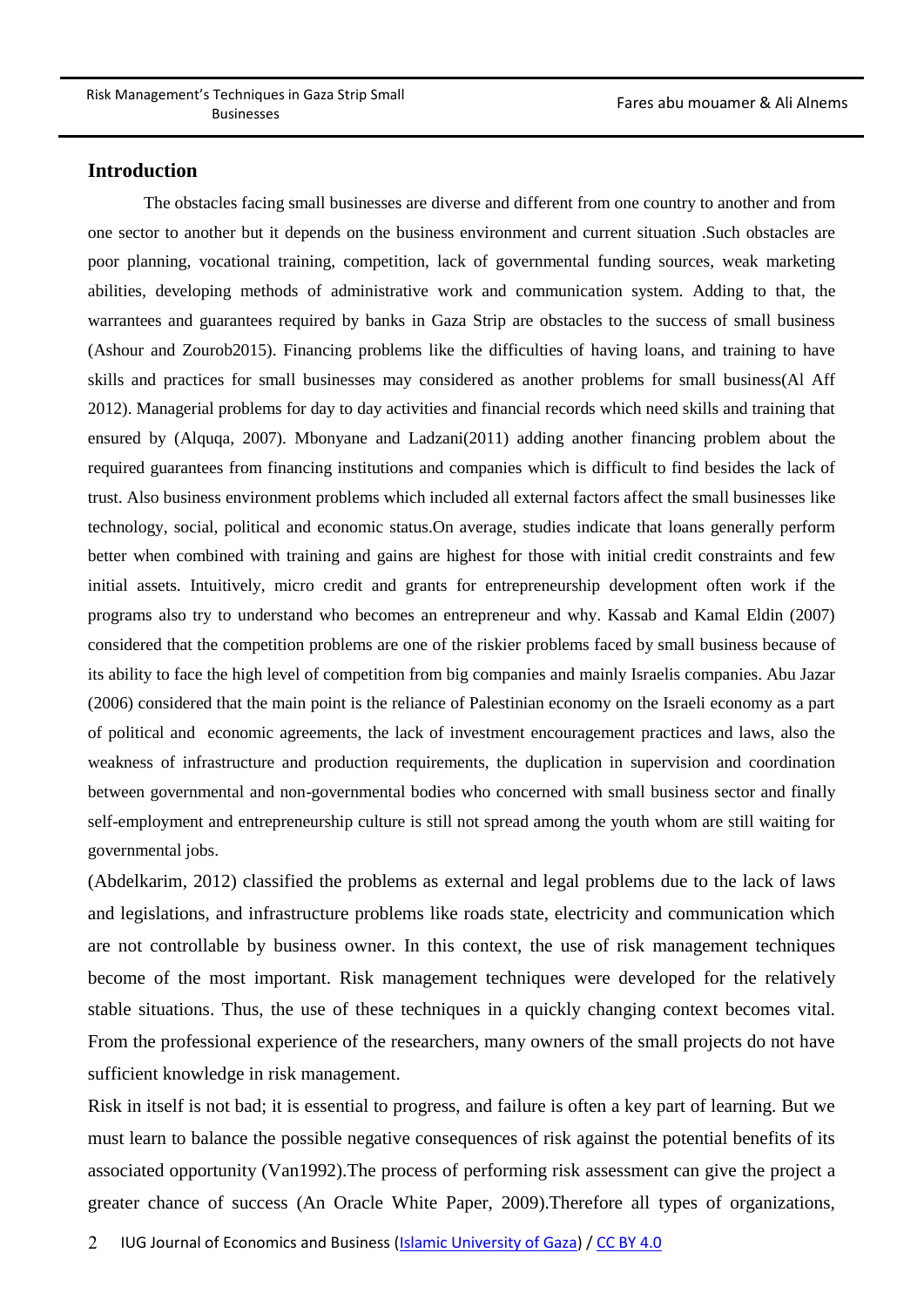## Introduction

The obstacles facing small businesses are diverse and different from one country to another and from one sector to another but it depends on the business environment and current situation .Such obstacles are poor planning, vocational training, competition, lack of governmental funding sources, weak marketing abilities, developing methods of administrative work and communication system. Adding to that, the warrantees and guarantees required by banks in Gaza Strip are obstacles to the success of small business (Ashour and Zourob2015). Financing problems like the difficulties of having loans, and training to have skills and practices for small businesses may considered as another problems for small business(Al Aff 2012). Managerial problems for day to day activities and financial records which need skills and training that ensured by (Alquqa, 2007). Mbonyane and Ladzani(2011) adding another financing problem about the required guarantees from financing institutions and companies which is difficult to find besides the lack of trust. Also business environment problems which included all external factors affect the small businesses like technology, social, political and economic status.On average, studies indicate that loans generally perform better when combined with training and gains are highest for those with initial credit constraints and few initial assets. Intuitively, micro credit and grants for entrepreneurship development often work if the programs also try to understand who becomes an entrepreneur and why. Kassab and Kamal Eldin (2007) considered that the competition problems are one of the riskier problems faced by small business because of its ability to face the high level of competition from big companies and mainly Israelis companies. Abu Jazar (2006) considered that the main point is the reliance of Palestinian economy on the Israeli economy as a part of political and economic agreements, the lack of investment encouragement practices and laws, also the weakness of infrastructure and production requirements, the duplication in supervision and coordination between governmental and non-governmental bodies who concerned with small business sector and finally self-employment and entrepreneurship culture is still not spread among the youth whom are still waiting for governmental jobs.

(Abdelkarim, 2012) classified the problems as external and legal problems due to the lack of laws and legislations, and infrastructure problems like roads state, electricity and communication which are not controllable by business owner. In this context, the use of risk management techniques become of the most important. Risk management techniques were developed for the relatively stable situations. Thus, the use of these techniques in a quickly changing context becomes vital. From the professional experience of the researchers, many owners of the small projects do not have sufficient knowledge in risk management.

Risk in itself is not bad; it is essential to progress, and failure is often a key part of learning. But we must learn to balance the possible negative consequences of risk against the potential benefits of its associated opportunity (Van1992).The process of performing risk assessment can give the project a greater chance of success (An Oracle White Paper, 2009).Therefore all types of organizations,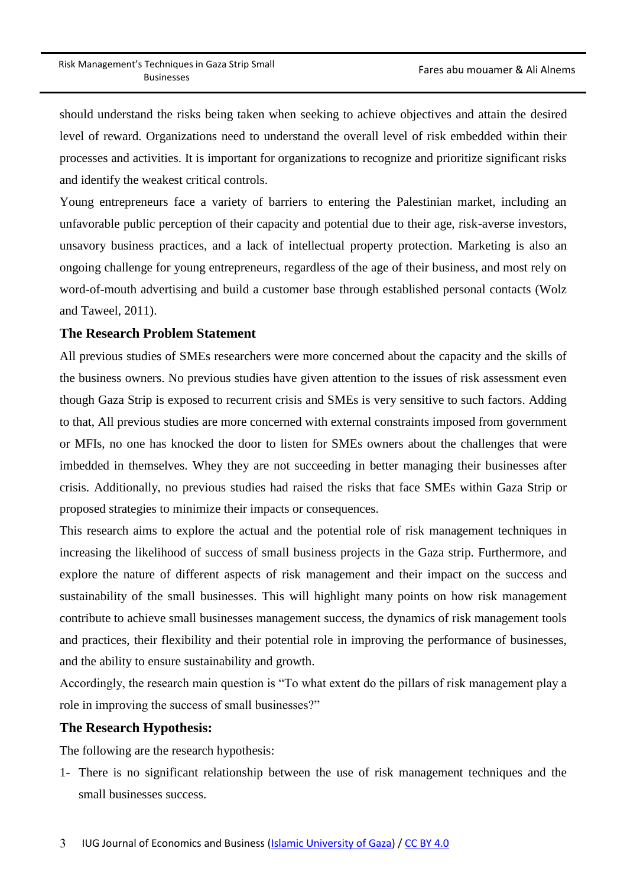should understand the risks being taken when seeking to achieve objectives and attain the desired level of reward. Organizations need to understand the overall level of risk embedded within their processes and activities. It is important for organizations to recognize and prioritize significant risks and identify the weakest critical controls.

Young entrepreneurs face a variety of barriers to entering the Palestinian market, including an unfavorable public perception of their capacity and potential due to their age, risk-averse investors, unsavory business practices, and a lack of intellectual property protection. Marketing is also an ongoing challenge for young entrepreneurs, regardless of the age of their business, and most rely on word-of-mouth advertising and build a customer base through established personal contacts (Wolz and Taweel, 2011).

## The Research Problem Statement

All previous studies of SMEs researchers were more concerned about the capacity and the skills of the business owners. No previous studies have given attention to the issues of risk assessment even though Gaza Strip is exposed to recurrent crisis and SMEs is very sensitive to such factors. Adding to that, All previous studies are more concerned with external constraints imposed from government or MFIs, no one has knocked the door to listen for SMEs owners about the challenges that were imbedded in themselves. Whey they are not succeeding in better managing their businesses after crisis. Additionally, no previous studies had raised the risks that face SMEs within Gaza Strip or proposed strategies to minimize their impacts or consequences.

This research aims to explore the actual and the potential role of risk management techniques in increasing the likelihood of success of small business projects in the Gaza strip. Furthermore, and explore the nature of different aspects of risk management and their impact on the success and sustainability of the small businesses. This will highlight many points on how risk management contribute to achieve small businesses management success, the dynamics of risk management tools and practices, their flexibility and their potential role in improving the performance of businesses, and the ability to ensure sustainability and growth.

Accordingly, the research main question is "To what extent do the pillars of risk management play a role in improving the success of small businesses?"

## The Research Hypothesis:

The following are the research hypothesis:

1- There is no significant relationship between the use of risk management techniques and the small businesses success.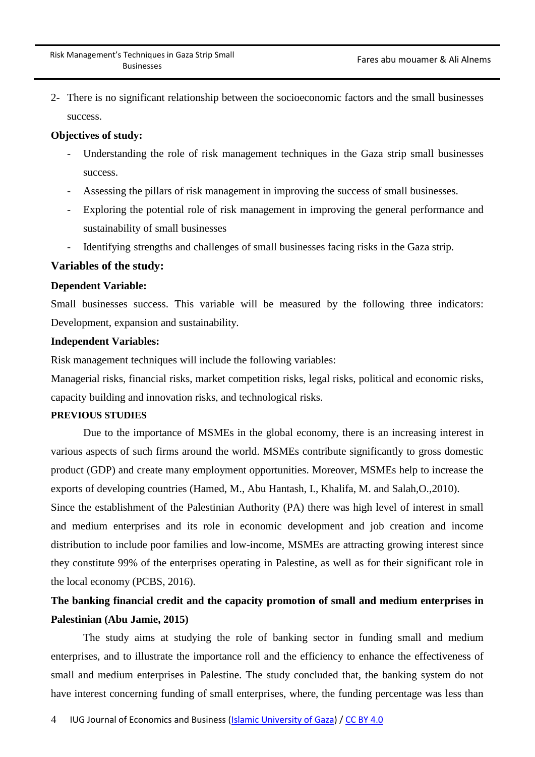2- There is no significant relationship between the socioeconomic factors and the small businesses success.

**Objectives of study:**

- Understanding the role of risk management techniques in the Gaza strip small businesses success.
- Assessing the pillars of risk management in improving the success of small businesses.
- Exploring the potential role of risk management in improving the general performance and sustainability of small businesses
- Identifying strengths and challenges of small businesses facing risks in the Gaza strip.

## Variables of the study:

**Dependent Variable:**

Small businesses success. This variable will be measured by the following three indicators: Development, expansion and sustainability.

**Independent Variables:**

Risk management techniques will include the following variables:

Managerial risks, financial risks, market competition risks, legal risks, political and economic risks, capacity building and innovation risks, and technological risks.

## PREVIOUS STUDIES

Due to the importance of MSMEs in the global economy, there is an increasing interest in various aspects of such firms around the world. MSMEs contribute significantly to gross domestic product (GDP) and create many employment opportunities. Moreover, MSMEs help to increase the exports of developing countries (Hamed, M., Abu Hantash, I., Khalifa, M. and Salah,O.,2010).

Since the establishment of the Palestinian Authority (PA) there was high level of interest in small and medium enterprises and its role in economic development and job creation and income distribution to include poor families and low-income, MSMEs are attracting growing interest since they constitute 99% of the enterprises operating in Palestine, as well as for their significant role in the local economy (PCBS, 2016).

### The banking financial credit and the capacity promotion of small and medium enterprises in Palestinian (Abu Jamie, 2015)

The study aims at studying the role of banking sector in funding small and medium enterprises, and to illustrate the importance roll and the efficiency to enhance the effectiveness of small and medium enterprises in Palestine. The study concluded that, the banking system do not have interest concerning funding of small enterprises, where, the funding percentage was less than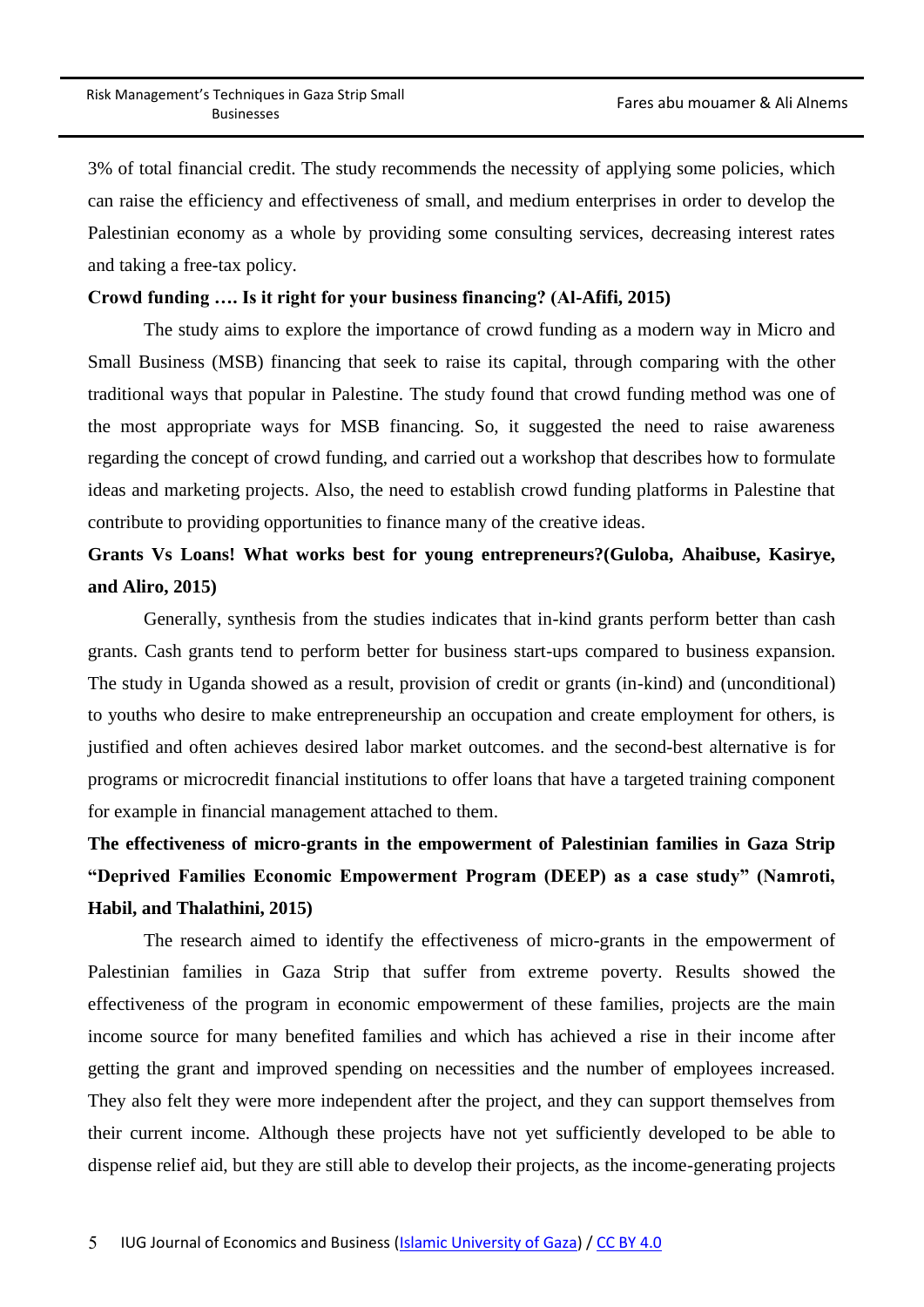3% of total financial credit. The study recommends the necessity of applying some policies, which can raise the efficiency and effectiveness of small, and medium enterprises in order to develop the Palestinian economy as a whole by providing some consulting services, decreasing interest rates and taking a free-tax policy.

**Crowd funding …. Is it right for your business financing? (Al-Afifi, 2015)**

The study aims to explore the importance of crowd funding as a modern way in Micro and Small Business (MSB) financing that seek to raise its capital, through comparing with the other traditional ways that popular in Palestine. The study found that crowd funding method was one of the most appropriate ways for MSB financing. So, it suggested the need to raise awareness regarding the concept of crowd funding, and carried out a workshop that describes how to formulate ideas and marketing projects. Also, the need to establish crowd funding platforms in Palestine that contribute to providing opportunities to finance many of the creative ideas.

**Grants Vs Loans! What works best for young entrepreneurs?(Guloba, Ahaibuse, Kasirye, and Aliro, 2015)**

Generally, synthesis from the studies indicates that in-kind grants perform better than cash grants. Cash grants tend to perform better for business start-ups compared to business expansion. The study in Uganda showed as a result, provision of credit or grants (in-kind) and (unconditional) to youths who desire to make entrepreneurship an occupation and create employment for others, is justified and often achieves desired labor market outcomes. and the second-best alternative is for programs or microcredit financial institutions to offer loans that have a targeted training component for example in financial management attached to them.

**The effectiveness of micro-grants in the empowerment of Palestinian families in Gaza Strip "Deprived Families Economic Empowerment Program (DEEP) as a case study" (Namroti, Habil, and Thalathini, 2015)**

The research aimed to identify the effectiveness of micro-grants in the empowerment of Palestinian families in Gaza Strip that suffer from extreme poverty. Results showed the effectiveness of the program in economic empowerment of these families, projects are the main income source for many benefited families and which has achieved a rise in their income after getting the grant and improved spending on necessities and the number of employees increased. They also felt they were more independent after the project, and they can support themselves from their current income. Although these projects have not yet sufficiently developed to be able to dispense relief aid, but they are still able to develop their projects, as the income-generating projects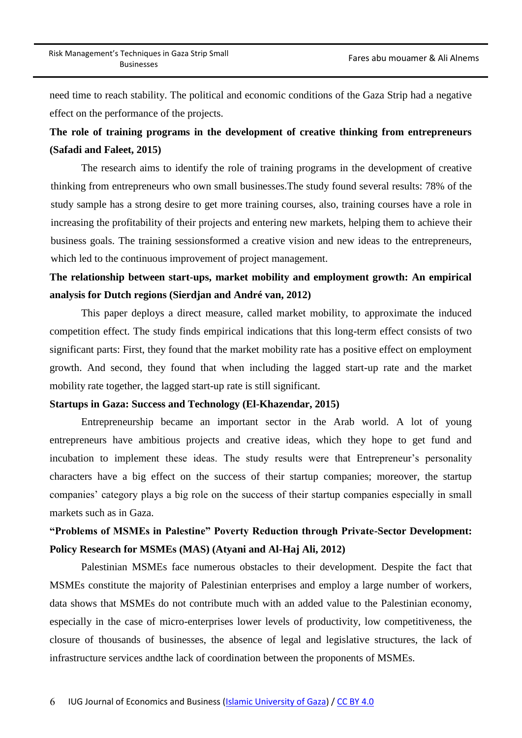need time to reach stability. The political and economic conditions of the Gaza Strip had a negative effect on the performance of the projects.

**The role of training programs in the development of creative thinking from entrepreneurs (Safadi and Faleet, 2015)**

The research aims to identify the role of training programs in the development of creative thinking from entrepreneurs who own small businesses.The study found several results: 78% of the study sample has a strong desire to get more training courses, also, training courses have a role in increasing the profitability of their projects and entering new markets, helping them to achieve their business goals. The training sessionsformed a creative vision and new ideas to the entrepreneurs, which led to the continuous improvement of project management.

**The relationship between start-ups, market mobility and employment growth: An empirical analysis for Dutch regions (Sierdjan and André van, 2012)**

This paper deploys a direct measure, called market mobility, to approximate the induced competition effect. The study finds empirical indications that this long-term effect consists of two significant parts: First, they found that the market mobility rate has a positive effect on employment growth. And second, they found that when including the lagged start-up rate and the market mobility rate together, the lagged start-up rate is still significant.

**Startups in Gaza: Success and Technology (El-Khazendar, 2015)**

Entrepreneurship became an important sector in the Arab world. A lot of young entrepreneurs have ambitious projects and creative ideas, which they hope to get fund and incubation to implement these ideas. The study results were that Entrepreneur's personality characters have a big effect on the success of their startup companies; moreover, the startup companies' category plays a big role on the success of their startup companies especially in small markets such as in Gaza.

**"Problems of MSMEs in Palestine" Poverty Reduction through Private-Sector Development: Policy Research for MSMEs (MAS) (Atyani and Al-Haj Ali, 2012)**

Palestinian MSMEs face numerous obstacles to their development. Despite the fact that MSMEs constitute the majority of Palestinian enterprises and employ a large number of workers, data shows that MSMEs do not contribute much with an added value to the Palestinian economy, especially in the case of micro-enterprises lower levels of productivity, low competitiveness, the closure of thousands of businesses, the absence of legal and legislative structures, the lack of infrastructure services andthe lack of coordination between the proponents of MSMEs.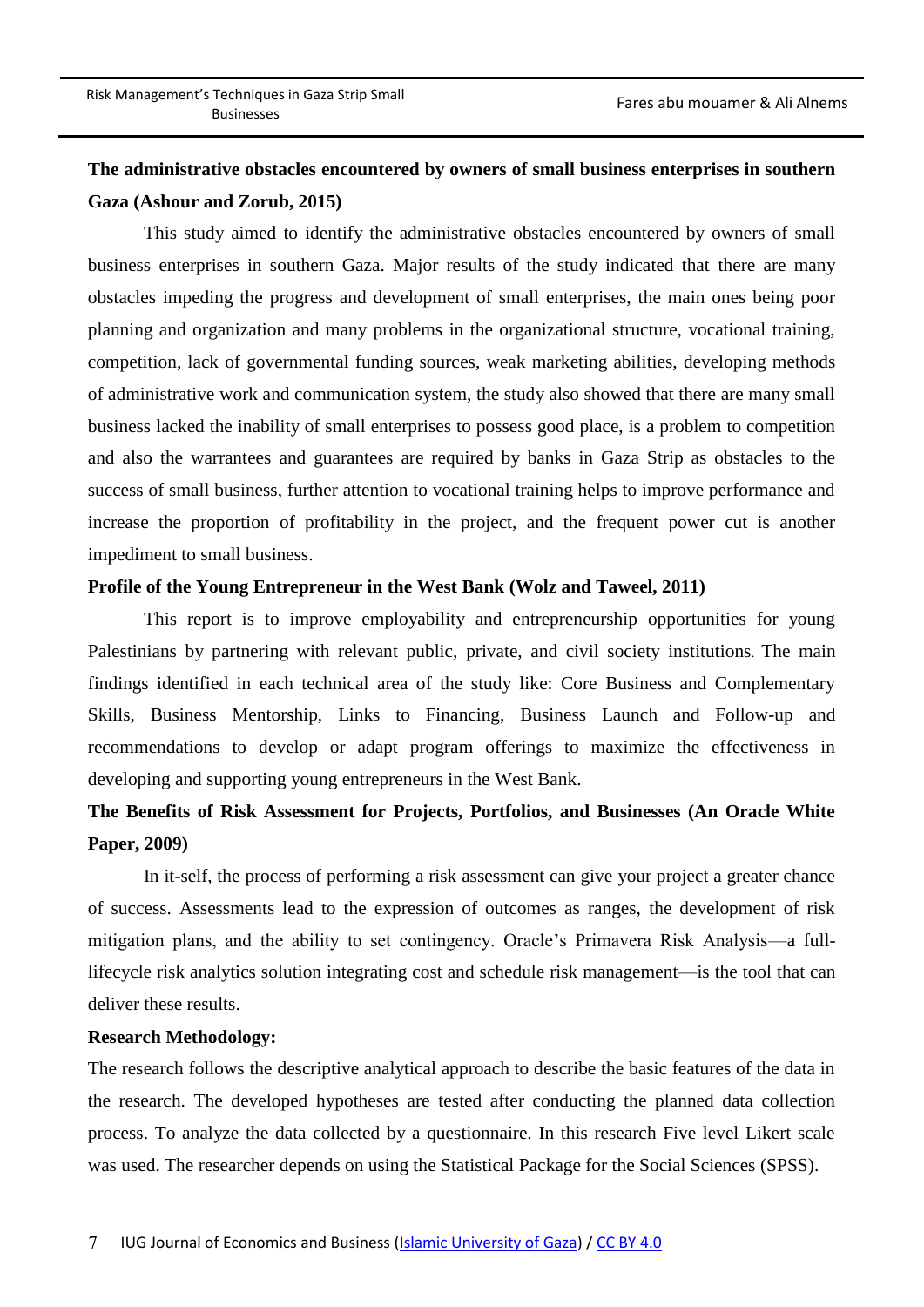**The administrative obstacles encountered by owners of small business enterprises in southern Gaza (Ashour and Zorub, 2015)**

This study aimed to identify the administrative obstacles encountered by owners of small business enterprises in southern Gaza. Major results of the study indicated that there are many obstacles impeding the progress and development of small enterprises, the main ones being poor planning and organization and many problems in the organizational structure, vocational training, competition, lack of governmental funding sources, weak marketing abilities, developing methods of administrative work and communication system, the study also showed that there are many small business lacked the inability of small enterprises to possess good place, is a problem to competition and also the warrantees and guarantees are required by banks in Gaza Strip as obstacles to the success of small business, further attention to vocational training helps to improve performance and increase the proportion of profitability in the project, and the frequent power cut is another impediment to small business.

**Profile of the Young Entrepreneur in the West Bank (Wolz and Taweel, 2011)**

This report is to improve employability and entrepreneurship opportunities for young Palestinians by partnering with relevant public, private, and civil society institutions. The main findings identified in each technical area of the study like: Core Business and Complementary Skills, Business Mentorship, Links to Financing, Business Launch and Follow-up and recommendations to develop or adapt program offerings to maximize the effectiveness in developing and supporting young entrepreneurs in the West Bank.

**The Benefits of Risk Assessment for Projects, Portfolios, and Businesses (An Oracle White Paper, 2009)**

In it-self, the process of performing a risk assessment can give your project a greater chance of success. Assessments lead to the expression of outcomes as ranges, the development of risk mitigation plans, and the ability to set contingency. Oracle's Primavera Risk Analysis—a full-lifecycle risk analytics solution integrating cost and schedule risk management—is the tool that can deliver these results.

**Research Methodology:**

The research follows the descriptive analytical approach to describe the basic features of the data in the research. The developed hypotheses are tested after conducting the planned data collection process. To analyze the data collected by a questionnaire. In this research Five level Likert scale was used. The researcher depends on using the Statistical Package for the Social Sciences (SPSS).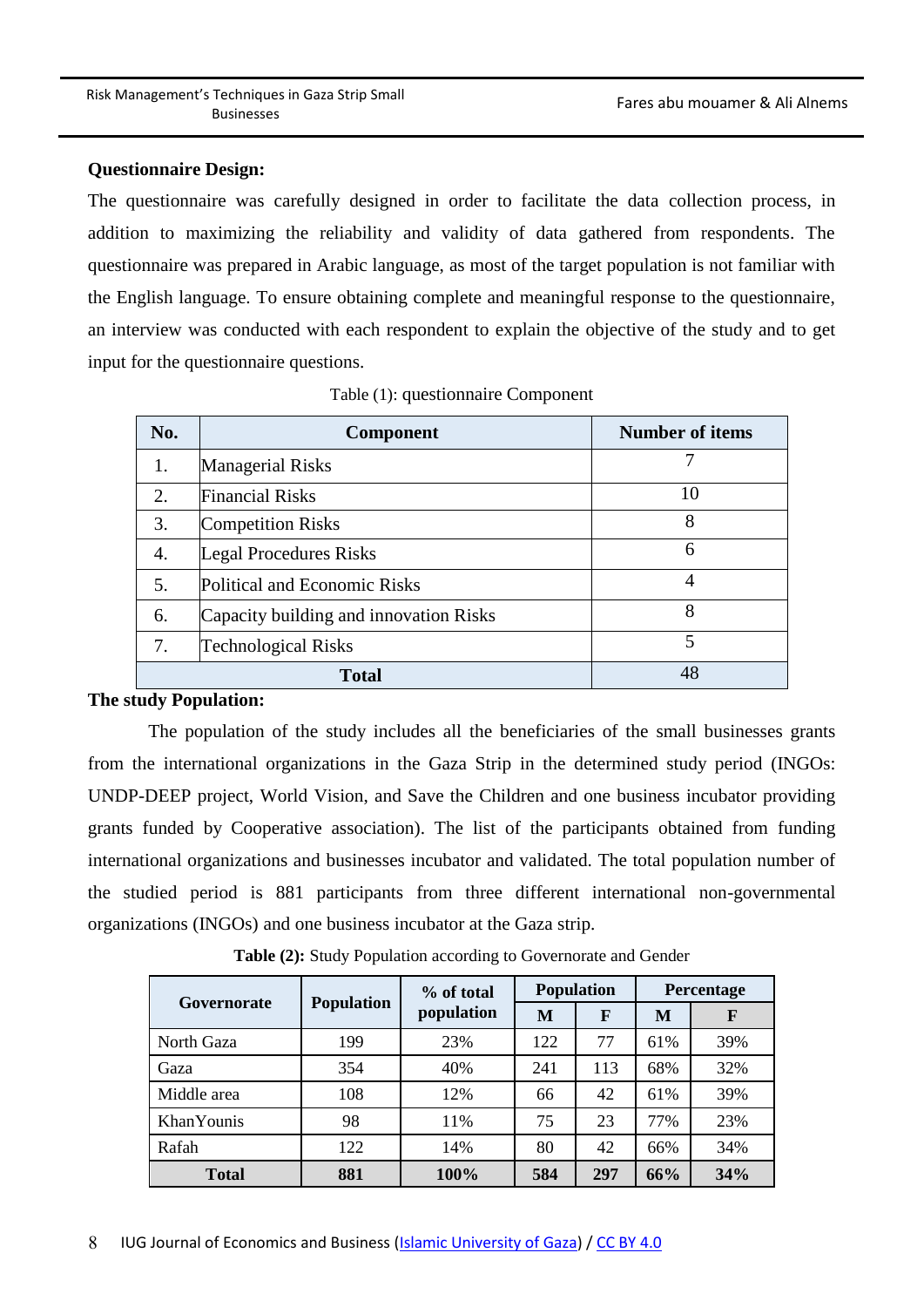**Questionnaire Design:**

The questionnaire was carefully designed in order to facilitate the data collection process, in addition to maximizing the reliability and validity of data gathered from respondents. The questionnaire was prepared in Arabic language, as most of the target population is not familiar with the English language. To ensure obtaining complete and meaningful response to the questionnaire, an interview was conducted with each respondent to explain the objective of the study and to get input for the questionnaire questions.

Table (1): questionnaire Component

| No. | Component | Number of items |
|---|---|---|
| 1. | Managerial Risks | 7 |
| 2. | Financial Risks | 10 |
| 3. | Competition Risks | 8 |
| 4. | Legal Procedures Risks | 6 |
| 5. | Political and Economic Risks | 4 |
| 6. | Capacity building and innovation Risks | 8 |
| 7. | Technological Risks | 5 |
| **Total** | | 48 |

**The study Population:**

The population of the study includes all the beneficiaries of the small businesses grants from the international organizations in the Gaza Strip in the determined study period (INGOs: UNDP-DEEP project, World Vision, and Save the Children and one business incubator providing grants funded by Cooperative association). The list of the participants obtained from funding international organizations and businesses incubator and validated. The total population number of the studied period is 881 participants from three different international non-governmental organizations (INGOs) and one business incubator at the Gaza strip.

**Table (2):** Study Population according to Governorate and Gender

| Governorate | Population | % of total population | Population | | Percentage | |
|---|---|---|---|---|---|---|
| | | | M | F | M | F |
| North Gaza | 199 | 23% | 122 | 77 | 61% | 39% |
| Gaza | 354 | 40% | 241 | 113 | 68% | 32% |
| Middle area | 108 | 12% | 66 | 42 | 61% | 39% |
| KhanYounis | 98 | 11% | 75 | 23 | 77% | 23% |
| Rafah | 122 | 14% | 80 | 42 | 66% | 34% |
| **Total** | **881** | **100%** | **584** | **297** | **66%** | **34%** |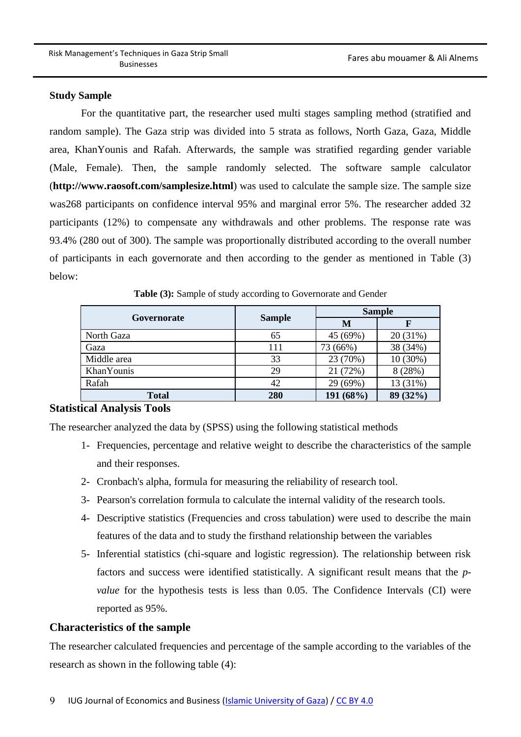### Study Sample

For the quantitative part, the researcher used multi stages sampling method (stratified and random sample). The Gaza strip was divided into 5 strata as follows, North Gaza, Gaza, Middle area, KhanYounis and Rafah. Afterwards, the sample was stratified regarding gender variable (Male, Female). Then, the sample randomly selected. The software sample calculator (**http://www.raosoft.com/samplesize.html**) was used to calculate the sample size. The sample size was268 participants on confidence interval 95% and marginal error 5%. The researcher added 32 participants (12%) to compensate any withdrawals and other problems. The response rate was 93.4% (280 out of 300). The sample was proportionally distributed according to the overall number of participants in each governorate and then according to the gender as mentioned in Table (3) below:

**Table (3):** Sample of study according to Governorate and Gender

| Governorate | Sample | Sample | |
|---|---|---|---|
| | | M | F |
| North Gaza | 65 | 45 (69%) | 20 (31%) |
| Gaza | 111 | 73 (66%) | 38 (34%) |
| Middle area | 33 | 23 (70%) | 10 (30%) |
| KhanYounis | 29 | 21 (72%) | 8 (28%) |
| Rafah | 42 | 29 (69%) | 13 (31%) |
| **Total** | **280** | **191 (68%)** | **89 (32%)** |

### Statistical Analysis Tools

The researcher analyzed the data by (SPSS) using the following statistical methods

1- Frequencies, percentage and relative weight to describe the characteristics of the sample and their responses.
2- Cronbach's alpha, formula for measuring the reliability of research tool.
3- Pearson's correlation formula to calculate the internal validity of the research tools.
4- Descriptive statistics (Frequencies and cross tabulation) were used to describe the main features of the data and to study the firsthand relationship between the variables
5- Inferential statistics (chi-square and logistic regression). The relationship between risk factors and success were identified statistically. A significant result means that the *p-value* for the hypothesis tests is less than 0.05. The Confidence Intervals (CI) were reported as 95%.

### Characteristics of the sample

The researcher calculated frequencies and percentage of the sample according to the variables of the research as shown in the following table (4):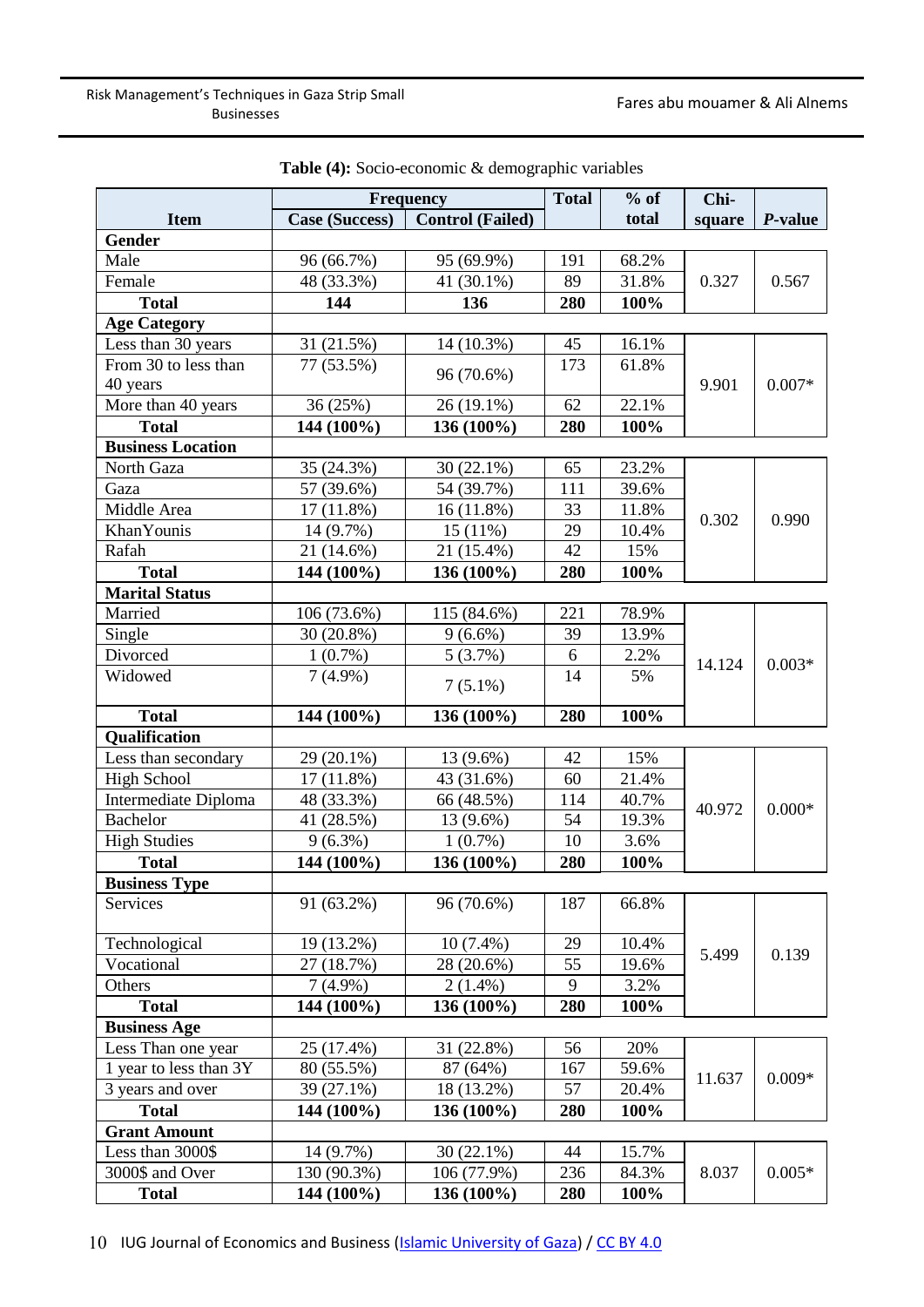**Table (4):** Socio-economic & demographic variables

| Item | Frequency | | Total | % of total | Chi-square | *P*-value |
|---|---|---|---|---|---|---|
| | Case (Success) | Control (Failed) | | | | |
| **Gender** | | | | | | |
| Male | 96 (66.7%) | 95 (69.9%) | 191 | 68.2% | 0.327 | 0.567 |
| Female | 48 (33.3%) | 41 (30.1%) | 89 | 31.8% | | |
| **Total** | **144** | **136** | **280** | **100%** | | |
| **Age Category** | | | | | | |
| Less than 30 years | 31 (21.5%) | 14 (10.3%) | 45 | 16.1% | 9.901 | 0.007* |
| From 30 to less than 40 years | 77 (53.5%) | 96 (70.6%) | 173 | 61.8% | | |
| More than 40 years | 36 (25%) | 26 (19.1%) | 62 | 22.1% | | |
| **Total** | **144 (100%)** | **136 (100%)** | **280** | **100%** | | |
| **Business Location** | | | | | | |
| North Gaza | 35 (24.3%) | 30 (22.1%) | 65 | 23.2% | 0.302 | 0.990 |
| Gaza | 57 (39.6%) | 54 (39.7%) | 111 | 39.6% | | |
| Middle Area | 17 (11.8%) | 16 (11.8%) | 33 | 11.8% | | |
| KhanYounis | 14 (9.7%) | 15 (11%) | 29 | 10.4% | | |
| Rafah | 21 (14.6%) | 21 (15.4%) | 42 | 15% | | |
| **Total** | **144 (100%)** | **136 (100%)** | **280** | **100%** | | |
| **Marital Status** | | | | | | |
| Married | 106 (73.6%) | 115 (84.6%) | 221 | 78.9% | 14.124 | 0.003* |
| Single | 30 (20.8%) | 9 (6.6%) | 39 | 13.9% | | |
| Divorced | 1 (0.7%) | 5 (3.7%) | 6 | 2.2% | | |
| Widowed | 7 (4.9%) | 7 (5.1%) | 14 | 5% | | |
| **Total** | **144 (100%)** | **136 (100%)** | **280** | **100%** | | |
| **Qualification** | | | | | | |
| Less than secondary | 29 (20.1%) | 13 (9.6%) | 42 | 15% | 40.972 | 0.000* |
| High School | 17 (11.8%) | 43 (31.6%) | 60 | 21.4% | | |
| Intermediate Diploma | 48 (33.3%) | 66 (48.5%) | 114 | 40.7% | | |
| Bachelor | 41 (28.5%) | 13 (9.6%) | 54 | 19.3% | | |
| High Studies | 9 (6.3%) | 1 (0.7%) | 10 | 3.6% | | |
| **Total** | **144 (100%)** | **136 (100%)** | **280** | **100%** | | |
| **Business Type** | | | | | | |
| Services | 91 (63.2%) | 96 (70.6%) | 187 | 66.8% | 5.499 | 0.139 |
| Technological | 19 (13.2%) | 10 (7.4%) | 29 | 10.4% | | |
| Vocational | 27 (18.7%) | 28 (20.6%) | 55 | 19.6% | | |
| Others | 7 (4.9%) | 2 (1.4%) | 9 | 3.2% | | |
| **Total** | **144 (100%)** | **136 (100%)** | **280** | **100%** | | |
| **Business Age** | | | | | | |
| Less Than one year | 25 (17.4%) | 31 (22.8%) | 56 | 20% | 11.637 | 0.009* |
| 1 year to less than 3Y | 80 (55.5%) | 87 (64%) | 167 | 59.6% | | |
| 3 years and over | 39 (27.1%) | 18 (13.2%) | 57 | 20.4% | | |
| **Total** | **144 (100%)** | **136 (100%)** | **280** | **100%** | | |
| **Grant Amount** | | | | | | |
| Less than 3000$ | 14 (9.7%) | 30 (22.1%) | 44 | 15.7% | 8.037 | 0.005* |
| 3000$ and Over | 130 (90.3%) | 106 (77.9%) | 236 | 84.3% | | |
| **Total** | **144 (100%)** | **136 (100%)** | **280** | **100%** | | |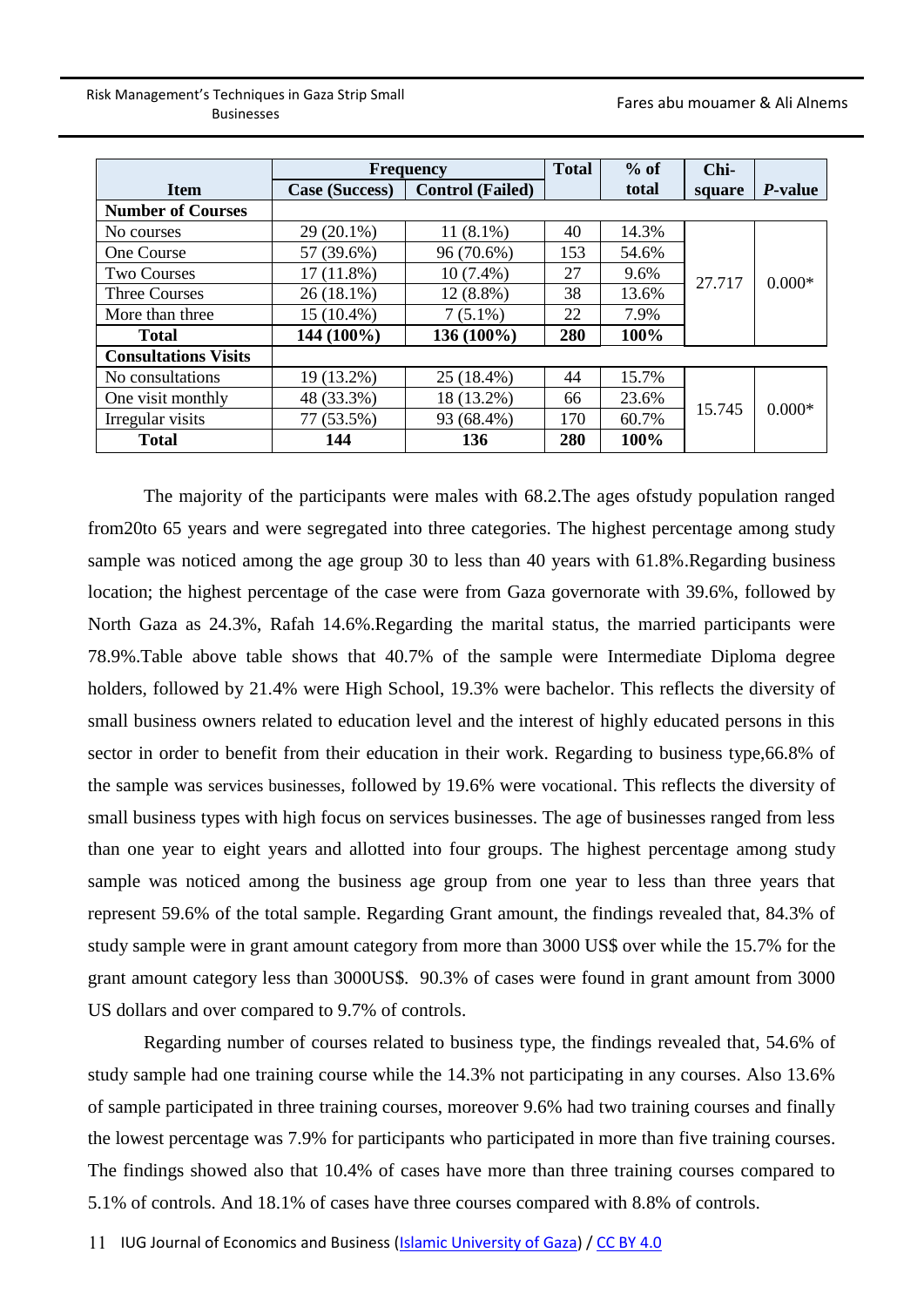| Item | Frequency | | Total | % of total | Chi-square | *P*-value |
|---|---|---|---|---|---|---|
| | Case (Success) | Control (Failed) | | | | |
| **Number of Courses** | | | | | | |
| No courses | 29 (20.1%) | 11 (8.1%) | 40 | 14.3% | 27.717 | 0.000* |
| One Course | 57 (39.6%) | 96 (70.6%) | 153 | 54.6% | | |
| Two Courses | 17 (11.8%) | 10 (7.4%) | 27 | 9.6% | | |
| Three Courses | 26 (18.1%) | 12 (8.8%) | 38 | 13.6% | | |
| More than three | 15 (10.4%) | 7 (5.1%) | 22 | 7.9% | | |
| **Total** | **144 (100%)** | **136 (100%)** | **280** | **100%** | | |
| **Consultations Visits** | | | | | | |
| No consultations | 19 (13.2%) | 25 (18.4%) | 44 | 15.7% | 15.745 | 0.000* |
| One visit monthly | 48 (33.3%) | 18 (13.2%) | 66 | 23.6% | | |
| Irregular visits | 77 (53.5%) | 93 (68.4%) | 170 | 60.7% | | |
| **Total** | **144** | **136** | **280** | **100%** | | |

The majority of the participants were males with 68.2.The ages ofstudy population ranged from20to 65 years and were segregated into three categories. The highest percentage among study sample was noticed among the age group 30 to less than 40 years with 61.8%.Regarding business location; the highest percentage of the case were from Gaza governorate with 39.6%, followed by North Gaza as 24.3%, Rafah 14.6%.Regarding the marital status, the married participants were 78.9%.Table above table shows that 40.7% of the sample were Intermediate Diploma degree holders, followed by 21.4% were High School, 19.3% were bachelor. This reflects the diversity of small business owners related to education level and the interest of highly educated persons in this sector in order to benefit from their education in their work. Regarding to business type,66.8% of the sample was services businesses, followed by 19.6% were vocational. This reflects the diversity of small business types with high focus on services businesses. The age of businesses ranged from less than one year to eight years and allotted into four groups. The highest percentage among study sample was noticed among the business age group from one year to less than three years that represent 59.6% of the total sample. Regarding Grant amount, the findings revealed that, 84.3% of study sample were in grant amount category from more than 3000 US$ over while the 15.7% for the grant amount category less than 3000US$. 90.3% of cases were found in grant amount from 3000 US dollars and over compared to 9.7% of controls.

Regarding number of courses related to business type, the findings revealed that, 54.6% of study sample had one training course while the 14.3% not participating in any courses. Also 13.6% of sample participated in three training courses, moreover 9.6% had two training courses and finally the lowest percentage was 7.9% for participants who participated in more than five training courses. The findings showed also that 10.4% of cases have more than three training courses compared to 5.1% of controls. And 18.1% of cases have three courses compared with 8.8% of controls.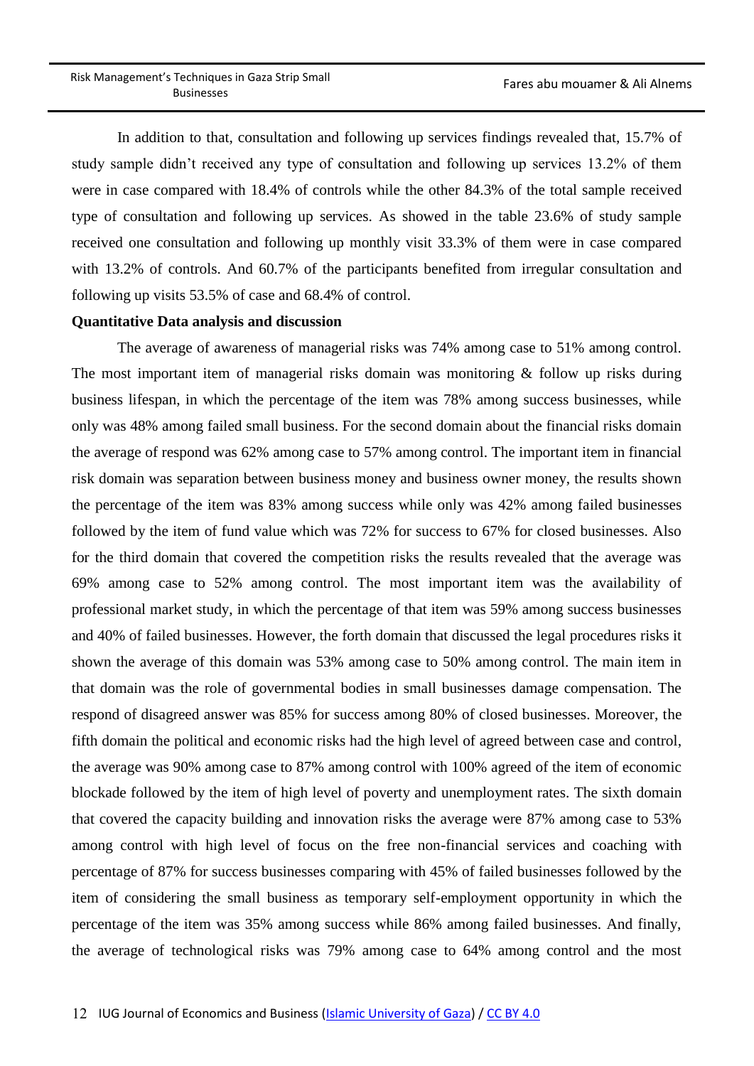In addition to that, consultation and following up services findings revealed that, 15.7% of study sample didn't received any type of consultation and following up services 13.2% of them were in case compared with 18.4% of controls while the other 84.3% of the total sample received type of consultation and following up services. As showed in the table 23.6% of study sample received one consultation and following up monthly visit 33.3% of them were in case compared with 13.2% of controls. And 60.7% of the participants benefited from irregular consultation and following up visits 53.5% of case and 68.4% of control.

**Quantitative Data analysis and discussion**

The average of awareness of managerial risks was 74% among case to 51% among control. The most important item of managerial risks domain was monitoring & follow up risks during business lifespan, in which the percentage of the item was 78% among success businesses, while only was 48% among failed small business. For the second domain about the financial risks domain the average of respond was 62% among case to 57% among control. The important item in financial risk domain was separation between business money and business owner money, the results shown the percentage of the item was 83% among success while only was 42% among failed businesses followed by the item of fund value which was 72% for success to 67% for closed businesses. Also for the third domain that covered the competition risks the results revealed that the average was 69% among case to 52% among control. The most important item was the availability of professional market study, in which the percentage of that item was 59% among success businesses and 40% of failed businesses. However, the forth domain that discussed the legal procedures risks it shown the average of this domain was 53% among case to 50% among control. The main item in that domain was the role of governmental bodies in small businesses damage compensation. The respond of disagreed answer was 85% for success among 80% of closed businesses. Moreover, the fifth domain the political and economic risks had the high level of agreed between case and control, the average was 90% among case to 87% among control with 100% agreed of the item of economic blockade followed by the item of high level of poverty and unemployment rates. The sixth domain that covered the capacity building and innovation risks the average were 87% among case to 53% among control with high level of focus on the free non-financial services and coaching with percentage of 87% for success businesses comparing with 45% of failed businesses followed by the item of considering the small business as temporary self-employment opportunity in which the percentage of the item was 35% among success while 86% among failed businesses. And finally, the average of technological risks was 79% among case to 64% among control and the most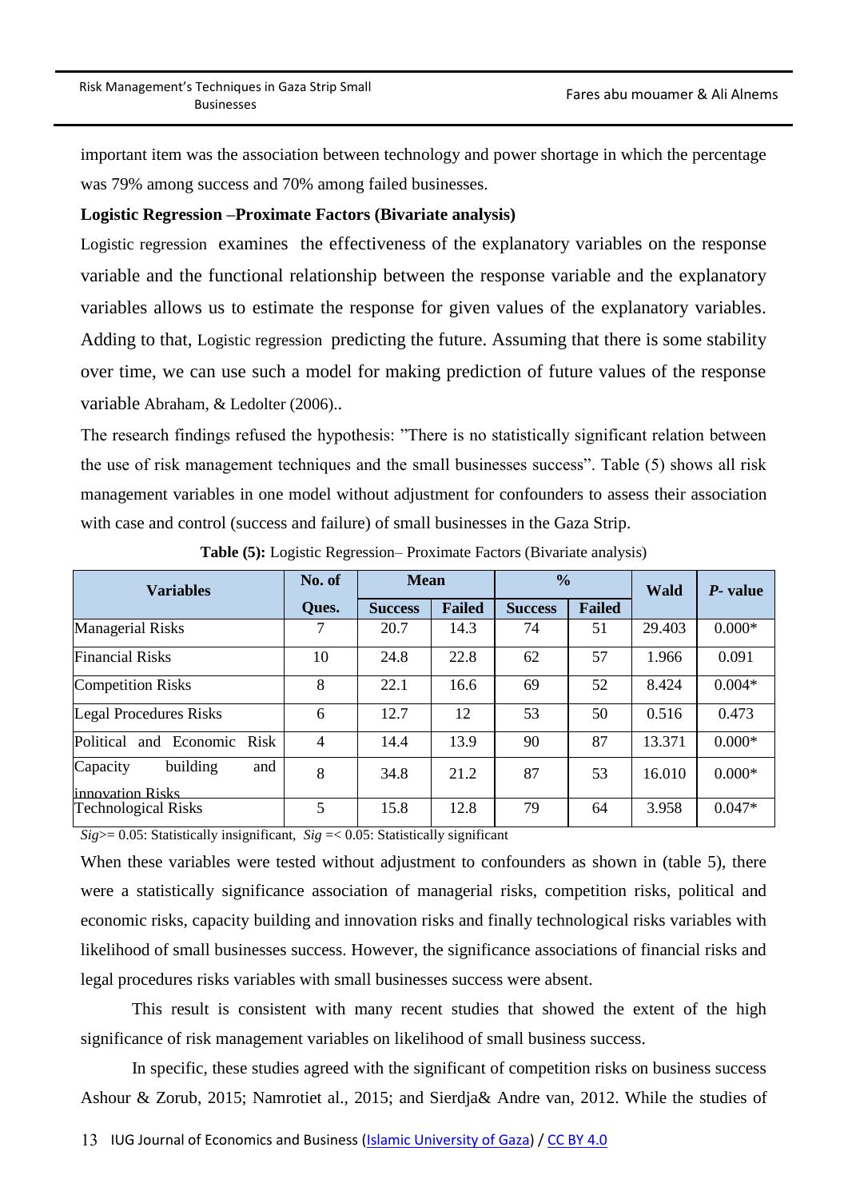important item was the association between technology and power shortage in which the percentage was 79% among success and 70% among failed businesses.

**Logistic Regression –Proximate Factors (Bivariate analysis)**

Logistic regression examines the effectiveness of the explanatory variables on the response variable and the functional relationship between the response variable and the explanatory variables allows us to estimate the response for given values of the explanatory variables. Adding to that, Logistic regression predicting the future. Assuming that there is some stability over time, we can use such a model for making prediction of future values of the response variable Abraham, & Ledolter (2006)..

The research findings refused the hypothesis: "There is no statistically significant relation between the use of risk management techniques and the small businesses success". Table (5) shows all risk management variables in one model without adjustment for confounders to assess their association with case and control (success and failure) of small businesses in the Gaza Strip.

**Table (5):** Logistic Regression– Proximate Factors (Bivariate analysis)

| Variables | No. of Ques. | Mean | | % | | Wald | *P*- value |
|---|---|---|---|---|---|---|---|
| | | Success | Failed | Success | Failed | | |
| Managerial Risks | 7 | 20.7 | 14.3 | 74 | 51 | 29.403 | 0.000* |
| Financial Risks | 10 | 24.8 | 22.8 | 62 | 57 | 1.966 | 0.091 |
| Competition Risks | 8 | 22.1 | 16.6 | 69 | 52 | 8.424 | 0.004* |
| Legal Procedures Risks | 6 | 12.7 | 12 | 53 | 50 | 0.516 | 0.473 |
| Political and Economic Risk | 4 | 14.4 | 13.9 | 90 | 87 | 13.371 | 0.000* |
| Capacity building and innovation Risks | 8 | 34.8 | 21.2 | 87 | 53 | 16.010 | 0.000* |
| Technological Risks | 5 | 15.8 | 12.8 | 79 | 64 | 3.958 | 0.047* |

*Sig*>= 0.05: Statistically insignificant, *Sig* =< 0.05: Statistically significant

When these variables were tested without adjustment to confounders as shown in (table 5), there were a statistically significance association of managerial risks, competition risks, political and economic risks, capacity building and innovation risks and finally technological risks variables with likelihood of small businesses success. However, the significance associations of financial risks and legal procedures risks variables with small businesses success were absent.

This result is consistent with many recent studies that showed the extent of the high significance of risk management variables on likelihood of small business success.

In specific, these studies agreed with the significant of competition risks on business success Ashour & Zorub, 2015; Namrotiet al., 2015; and Sierdja& Andre van, 2012. While the studies of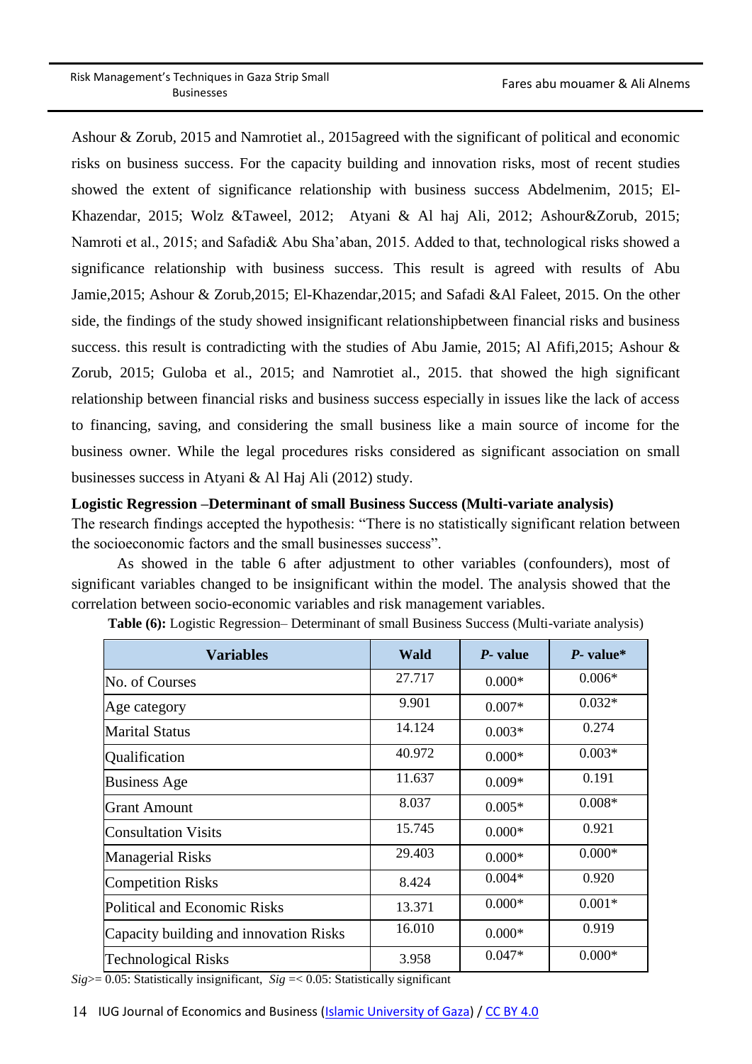Ashour & Zorub, 2015 and Namrotiet al., 2015agreed with the significant of political and economic risks on business success. For the capacity building and innovation risks, most of recent studies showed the extent of significance relationship with business success Abdelmenim, 2015; El-Khazendar, 2015; Wolz &Taweel, 2012; Atyani & Al haj Ali, 2012; Ashour&Zorub, 2015; Namroti et al., 2015; and Safadi& Abu Sha'aban, 2015. Added to that, technological risks showed a significance relationship with business success. This result is agreed with results of Abu Jamie,2015; Ashour & Zorub,2015; El-Khazendar,2015; and Safadi &Al Faleet, 2015. On the other side, the findings of the study showed insignificant relationshipbetween financial risks and business success. this result is contradicting with the studies of Abu Jamie, 2015; Al Afifi,2015; Ashour & Zorub, 2015; Guloba et al., 2015; and Namrotiet al., 2015. that showed the high significant relationship between financial risks and business success especially in issues like the lack of access to financing, saving, and considering the small business like a main source of income for the business owner. While the legal procedures risks considered as significant association on small businesses success in Atyani & Al Haj Ali (2012) study.

**Logistic Regression –Determinant of small Business Success (Multi-variate analysis)**

The research findings accepted the hypothesis: "There is no statistically significant relation between the socioeconomic factors and the small businesses success".

As showed in the table 6 after adjustment to other variables (confounders), most of significant variables changed to be insignificant within the model. The analysis showed that the correlation between socio-economic variables and risk management variables.

**Table (6):** Logistic Regression– Determinant of small Business Success (Multi-variate analysis)

| Variables | Wald | *P*- value | *P*- value* |
|---|---|---|---|
| No. of Courses | 27.717 | 0.000* | 0.006* |
| Age category | 9.901 | 0.007* | 0.032* |
| Marital Status | 14.124 | 0.003* | 0.274 |
| Qualification | 40.972 | 0.000* | 0.003* |
| Business Age | 11.637 | 0.009* | 0.191 |
| Grant Amount | 8.037 | 0.005* | 0.008* |
| Consultation Visits | 15.745 | 0.000* | 0.921 |
| Managerial Risks | 29.403 | 0.000* | 0.000* |
| Competition Risks | 8.424 | 0.004* | 0.920 |
| Political and Economic Risks | 13.371 | 0.000* | 0.001* |
| Capacity building and innovation Risks | 16.010 | 0.000* | 0.919 |
| Technological Risks | 3.958 | 0.047* | 0.000* |

*Sig*>= 0.05: Statistically insignificant, *Sig* =< 0.05: Statistically significant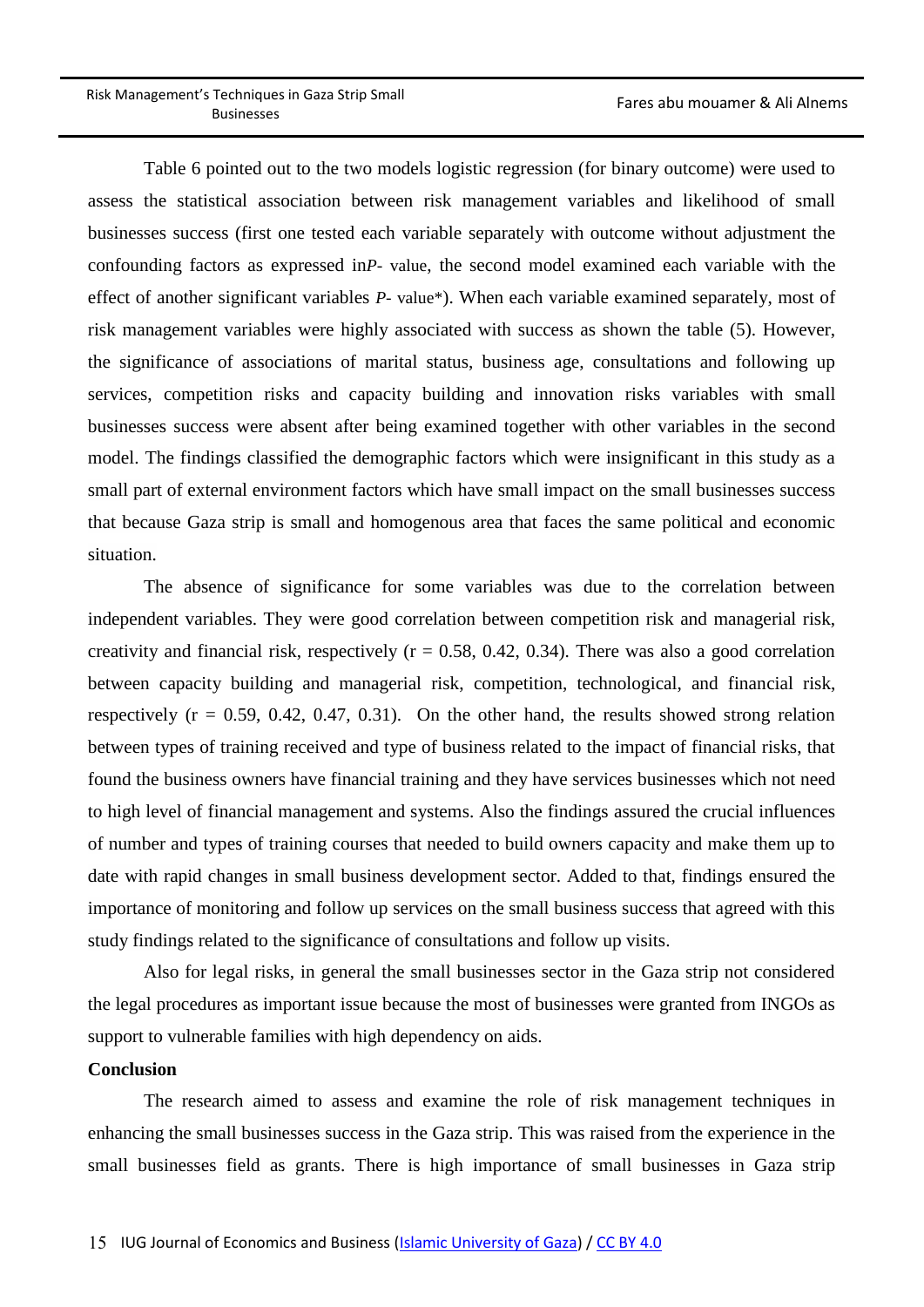Table 6 pointed out to the two models logistic regression (for binary outcome) were used to assess the statistical association between risk management variables and likelihood of small businesses success (first one tested each variable separately with outcome without adjustment the confounding factors as expressed in*P*- value, the second model examined each variable with the effect of another significant variables *P*- value*). When each variable examined separately, most of risk management variables were highly associated with success as shown the table (5). However, the significance of associations of marital status, business age, consultations and following up services, competition risks and capacity building and innovation risks variables with small businesses success were absent after being examined together with other variables in the second model. The findings classified the demographic factors which were insignificant in this study as a small part of external environment factors which have small impact on the small businesses success that because Gaza strip is small and homogenous area that faces the same political and economic situation.

The absence of significance for some variables was due to the correlation between independent variables. They were good correlation between competition risk and managerial risk, creativity and financial risk, respectively ($r = 0.58, 0.42, 0.34$). There was also a good correlation between capacity building and managerial risk, competition, technological, and financial risk, respectively ($r = 0.59, 0.42, 0.47, 0.31$). On the other hand, the results showed strong relation between types of training received and type of business related to the impact of financial risks, that found the business owners have financial training and they have services businesses which not need to high level of financial management and systems. Also the findings assured the crucial influences of number and types of training courses that needed to build owners capacity and make them up to date with rapid changes in small business development sector. Added to that, findings ensured the importance of monitoring and follow up services on the small business success that agreed with this study findings related to the significance of consultations and follow up visits.

Also for legal risks, in general the small businesses sector in the Gaza strip not considered the legal procedures as important issue because the most of businesses were granted from INGOs as support to vulnerable families with high dependency on aids.

**Conclusion**

The research aimed to assess and examine the role of risk management techniques in enhancing the small businesses success in the Gaza strip. This was raised from the experience in the small businesses field as grants. There is high importance of small businesses in Gaza strip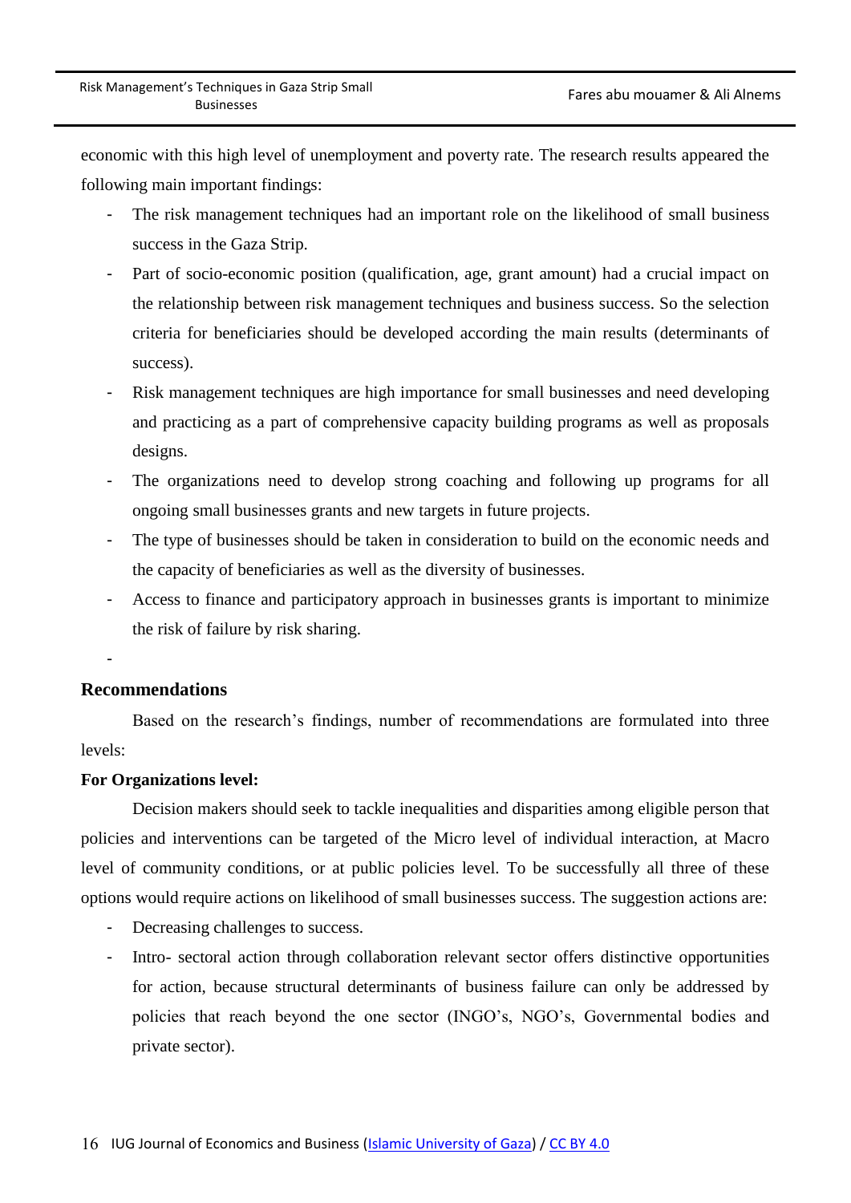economic with this high level of unemployment and poverty rate. The research results appeared the following main important findings:

- The risk management techniques had an important role on the likelihood of small business success in the Gaza Strip.
- Part of socio-economic position (qualification, age, grant amount) had a crucial impact on the relationship between risk management techniques and business success. So the selection criteria for beneficiaries should be developed according the main results (determinants of success).
- Risk management techniques are high importance for small businesses and need developing and practicing as a part of comprehensive capacity building programs as well as proposals designs.
- The organizations need to develop strong coaching and following up programs for all ongoing small businesses grants and new targets in future projects.
- The type of businesses should be taken in consideration to build on the economic needs and the capacity of beneficiaries as well as the diversity of businesses.
- Access to finance and participatory approach in businesses grants is important to minimize the risk of failure by risk sharing.
-

## Recommendations

Based on the research's findings, number of recommendations are formulated into three levels:

**For Organizations level:**

Decision makers should seek to tackle inequalities and disparities among eligible person that policies and interventions can be targeted of the Micro level of individual interaction, at Macro level of community conditions, or at public policies level. To be successfully all three of these options would require actions on likelihood of small businesses success. The suggestion actions are:

- Decreasing challenges to success.
- Intro- sectoral action through collaboration relevant sector offers distinctive opportunities for action, because structural determinants of business failure can only be addressed by policies that reach beyond the one sector (INGO's, NGO's, Governmental bodies and private sector).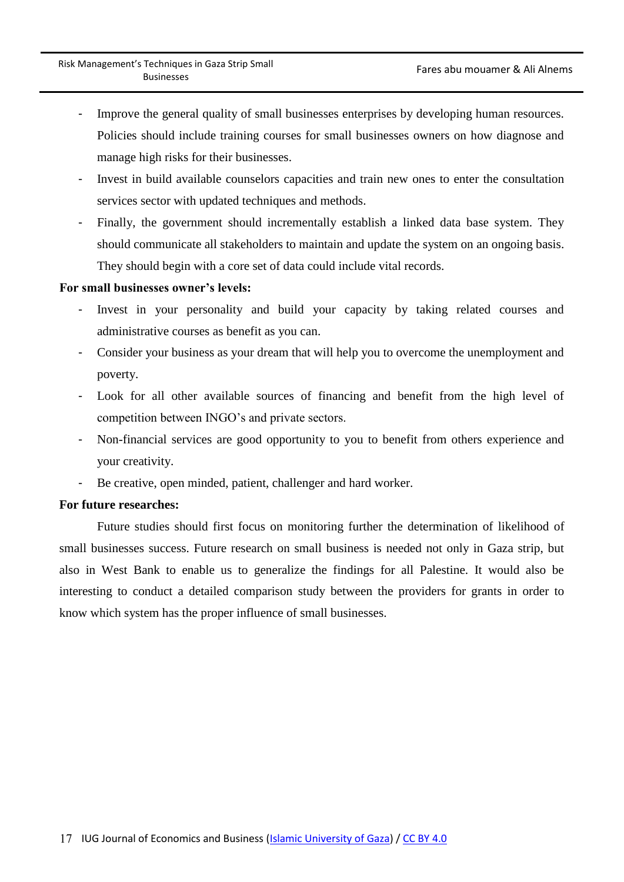- Improve the general quality of small businesses enterprises by developing human resources. Policies should include training courses for small businesses owners on how diagnose and manage high risks for their businesses.
- Invest in build available counselors capacities and train new ones to enter the consultation services sector with updated techniques and methods.
- Finally, the government should incrementally establish a linked data base system. They should communicate all stakeholders to maintain and update the system on an ongoing basis. They should begin with a core set of data could include vital records.

**For small businesses owner's levels:**

- Invest in your personality and build your capacity by taking related courses and administrative courses as benefit as you can.
- Consider your business as your dream that will help you to overcome the unemployment and poverty.
- Look for all other available sources of financing and benefit from the high level of competition between INGO's and private sectors.
- Non-financial services are good opportunity to you to benefit from others experience and your creativity.
- Be creative, open minded, patient, challenger and hard worker.

**For future researches:**

Future studies should first focus on monitoring further the determination of likelihood of small businesses success. Future research on small business is needed not only in Gaza strip, but also in West Bank to enable us to generalize the findings for all Palestine. It would also be interesting to conduct a detailed comparison study between the providers for grants in order to know which system has the proper influence of small businesses.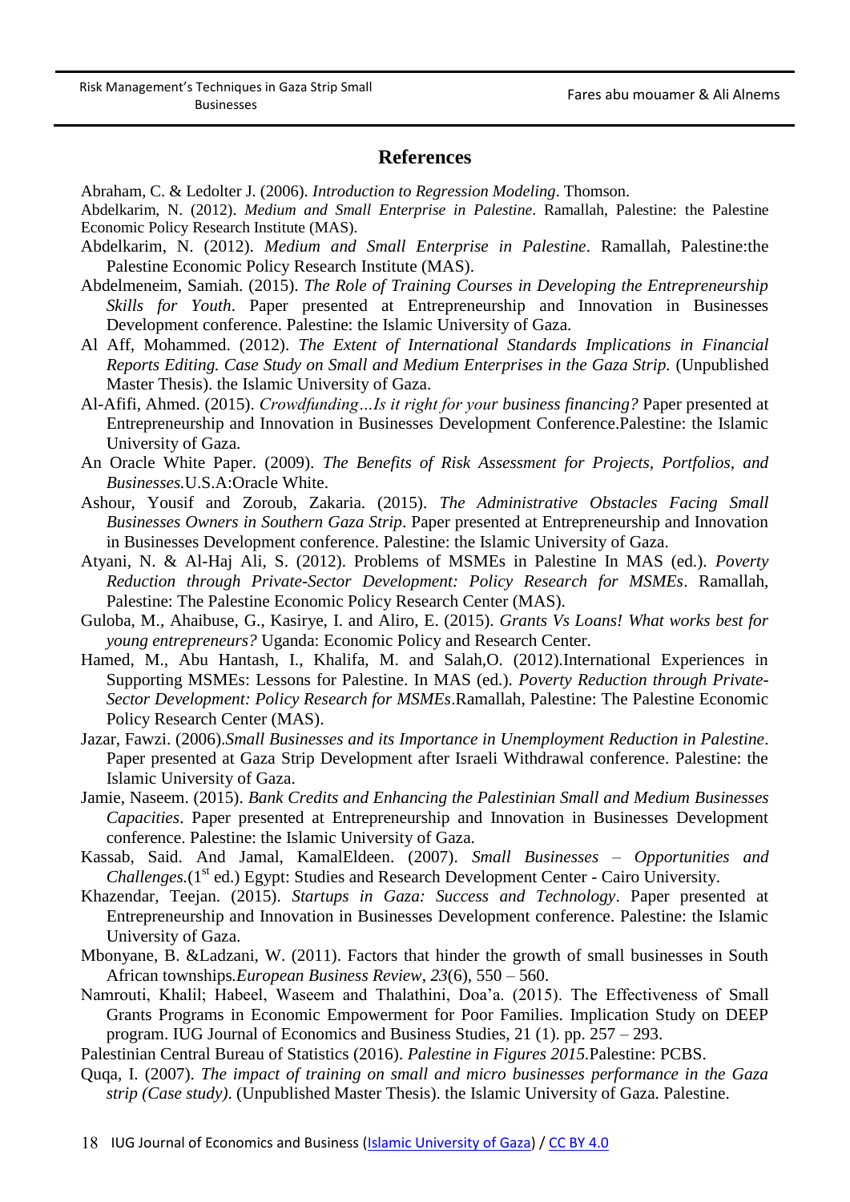## References

Abraham, C. & Ledolter J. (2006). *Introduction to Regression Modeling*. Thomson.

Abdelkarim, N. (2012). *Medium and Small Enterprise in Palestine*. Ramallah, Palestine: the Palestine Economic Policy Research Institute (MAS).

Abdelkarim, N. (2012). *Medium and Small Enterprise in Palestine*. Ramallah, Palestine:the Palestine Economic Policy Research Institute (MAS).

Abdelmeneim, Samiah. (2015). *The Role of Training Courses in Developing the Entrepreneurship Skills for Youth*. Paper presented at Entrepreneurship and Innovation in Businesses Development conference. Palestine: the Islamic University of Gaza.

Al Aff, Mohammed. (2012). *The Extent of International Standards Implications in Financial Reports Editing. Case Study on Small and Medium Enterprises in the Gaza Strip.* (Unpublished Master Thesis). the Islamic University of Gaza.

Al-Afifi, Ahmed. (2015). *Crowdfunding…Is it right for your business financing?* Paper presented at Entrepreneurship and Innovation in Businesses Development Conference.Palestine: the Islamic University of Gaza.

An Oracle White Paper. (2009). *The Benefits of Risk Assessment for Projects, Portfolios, and Businesses.*U.S.A:Oracle White.

Ashour, Yousif and Zoroub, Zakaria. (2015). *The Administrative Obstacles Facing Small Businesses Owners in Southern Gaza Strip*. Paper presented at Entrepreneurship and Innovation in Businesses Development conference. Palestine: the Islamic University of Gaza.

Atyani, N. & Al-Haj Ali, S. (2012). Problems of MSMEs in Palestine In MAS (ed.). *Poverty Reduction through Private-Sector Development: Policy Research for MSMEs*. Ramallah, Palestine: The Palestine Economic Policy Research Center (MAS).

Guloba, M., Ahaibuse, G., Kasirye, I. and Aliro, E. (2015). *Grants Vs Loans! What works best for young entrepreneurs?* Uganda: Economic Policy and Research Center.

Hamed, M., Abu Hantash, I., Khalifa, M. and Salah,O. (2012).International Experiences in Supporting MSMEs: Lessons for Palestine. In MAS (ed.). *Poverty Reduction through Private-Sector Development: Policy Research for MSMEs*.Ramallah, Palestine: The Palestine Economic Policy Research Center (MAS).

Jazar, Fawzi. (2006).*Small Businesses and its Importance in Unemployment Reduction in Palestine*. Paper presented at Gaza Strip Development after Israeli Withdrawal conference. Palestine: the Islamic University of Gaza.

Jamie, Naseem. (2015). *Bank Credits and Enhancing the Palestinian Small and Medium Businesses Capacities*. Paper presented at Entrepreneurship and Innovation in Businesses Development conference. Palestine: the Islamic University of Gaza.

Kassab, Said. And Jamal, KamalEldeen. (2007). *Small Businesses – Opportunities and Challenges.*(1st ed.) Egypt: Studies and Research Development Center - Cairo University.

Khazendar, Teejan. (2015). *Startups in Gaza: Success and Technology*. Paper presented at Entrepreneurship and Innovation in Businesses Development conference. Palestine: the Islamic University of Gaza.

Mbonyane, B. &Ladzani, W. (2011). Factors that hinder the growth of small businesses in South African townships.*European Business Review*, *23*(6), 550 – 560.

Namrouti, Khalil; Habeel, Waseem and Thalathini, Doa'a. (2015). The Effectiveness of Small Grants Programs in Economic Empowerment for Poor Families. Implication Study on DEEP program. IUG Journal of Economics and Business Studies, 21 (1). pp. 257 – 293.

Palestinian Central Bureau of Statistics (2016). *Palestine in Figures 2015.*Palestine: PCBS.

Quqa, I. (2007). *The impact of training on small and micro businesses performance in the Gaza strip (Case study)*. (Unpublished Master Thesis). the Islamic University of Gaza. Palestine.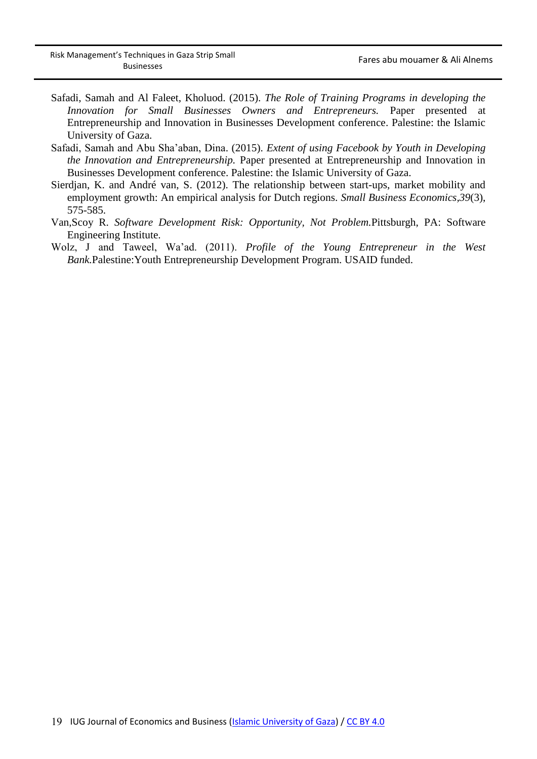Safadi, Samah and Al Faleet, Kholuod. (2015). *The Role of Training Programs in developing the Innovation for Small Businesses Owners and Entrepreneurs.* Paper presented at Entrepreneurship and Innovation in Businesses Development conference. Palestine: the Islamic University of Gaza.

Safadi, Samah and Abu Sha'aban, Dina. (2015). *Extent of using Facebook by Youth in Developing the Innovation and Entrepreneurship.* Paper presented at Entrepreneurship and Innovation in Businesses Development conference. Palestine: the Islamic University of Gaza.

Sierdjan, K. and André van, S. (2012). The relationship between start-ups, market mobility and employment growth: An empirical analysis for Dutch regions. *Small Business Economics,39*(3), 575-585.

Van,Scoy R. *Software Development Risk: Opportunity, Not Problem.*Pittsburgh, PA: Software Engineering Institute.

Wolz, J and Taweel, Wa'ad. (2011). *Profile of the Young Entrepreneur in the West Bank.*Palestine:Youth Entrepreneurship Development Program. USAID funded.